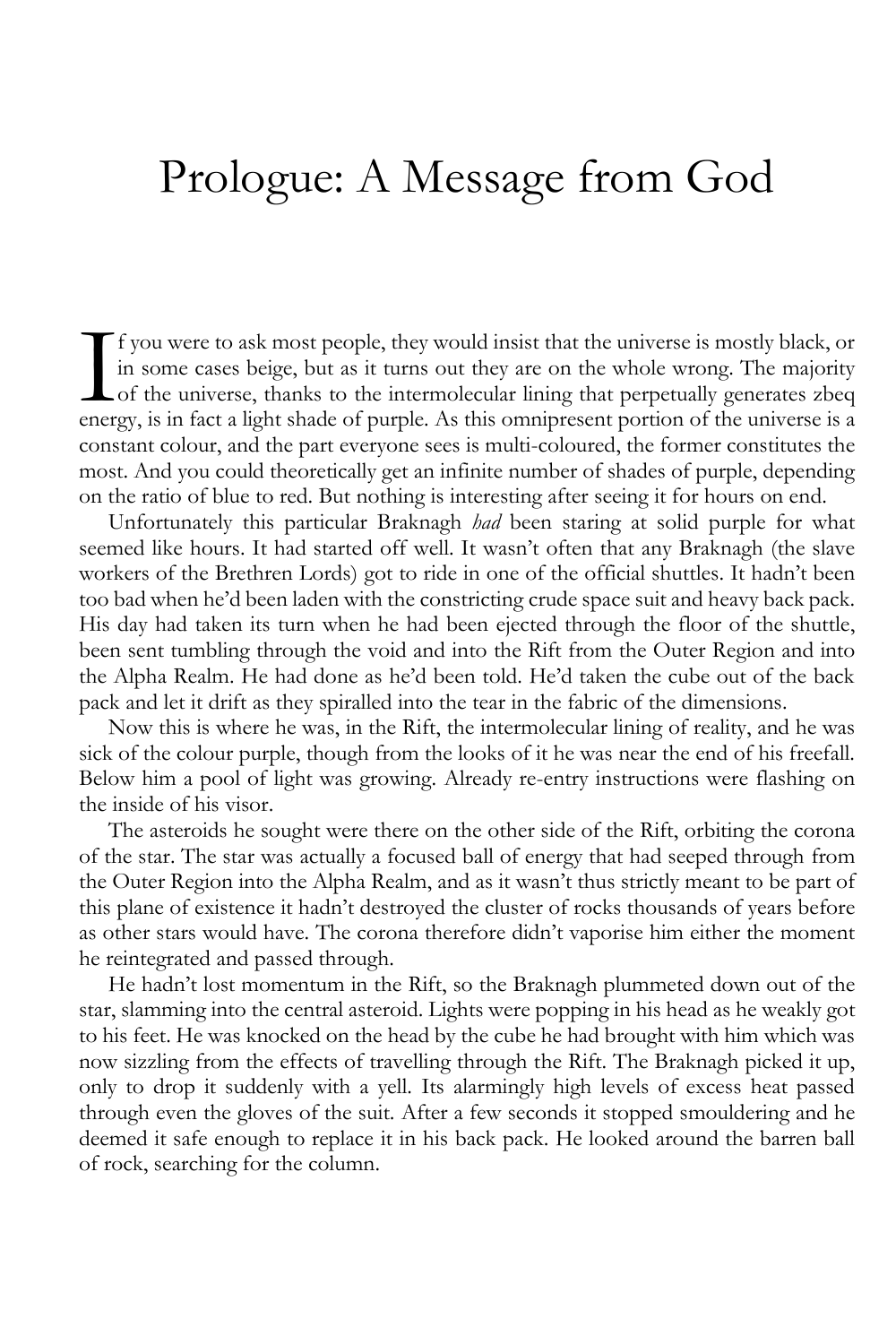# Prologue: A Message from God

If you were to ask most people, they would insist that the universe is mostly black, or in some cases beige, but as it turns out they are on the whole wrong. The majority of the universe, thanks to the intermolecular lining that perpetually generates zbeq energy, is in fact a light shade of purple. As this omnipresent portion of the universe is a constant colour, and the part everyone sees is multi-coloured, the former constitutes the most. And you could theoretically get an infinite number of shades of purple, depending on the ratio of blue to red. But nothing is interesting after seeing it for hours on end.

Unfortunately this particular Braknagh *had* been staring at solid purple for what seemed like hours. It had started off well. It wasn't often that any Braknagh (the slave workers of the Brethren Lords) got to ride in one of the official shuttles. It hadn't been too bad when he'd been laden with the constricting crude space suit and heavy back pack. His day had taken its turn when he had been ejected through the floor of the shuttle, been sent tumbling through the void and into the Rift from the Outer Region and into the Alpha Realm. He had done as he'd been told. He'd taken the cube out of the back pack and let it drift as they spiralled into the tear in the fabric of the dimensions.

Now this is where he was, in the Rift, the intermolecular lining of reality, and he was sick of the colour purple, though from the looks of it he was near the end of his freefall. Below him a pool of light was growing. Already re-entry instructions were flashing on the inside of his visor.

The asteroids he sought were there on the other side of the Rift, orbiting the corona of the star. The star was actually a focused ball of energy that had seeped through from the Outer Region into the Alpha Realm, and as it wasn't thus strictly meant to be part of this plane of existence it hadn't destroyed the cluster of rocks thousands of years before as other stars would have. The corona therefore didn't vaporise him either the moment he reintegrated and passed through.

He hadn't lost momentum in the Rift, so the Braknagh plummeted down out of the star, slamming into the central asteroid. Lights were popping in his head as he weakly got to his feet. He was knocked on the head by the cube he had brought with him which was now sizzling from the effects of travelling through the Rift. The Braknagh picked it up, only to drop it suddenly with a yell. Its alarmingly high levels of excess heat passed through even the gloves of the suit. After a few seconds it stopped smouldering and he deemed it safe enough to replace it in his back pack. He looked around the barren ball of rock, searching for the column.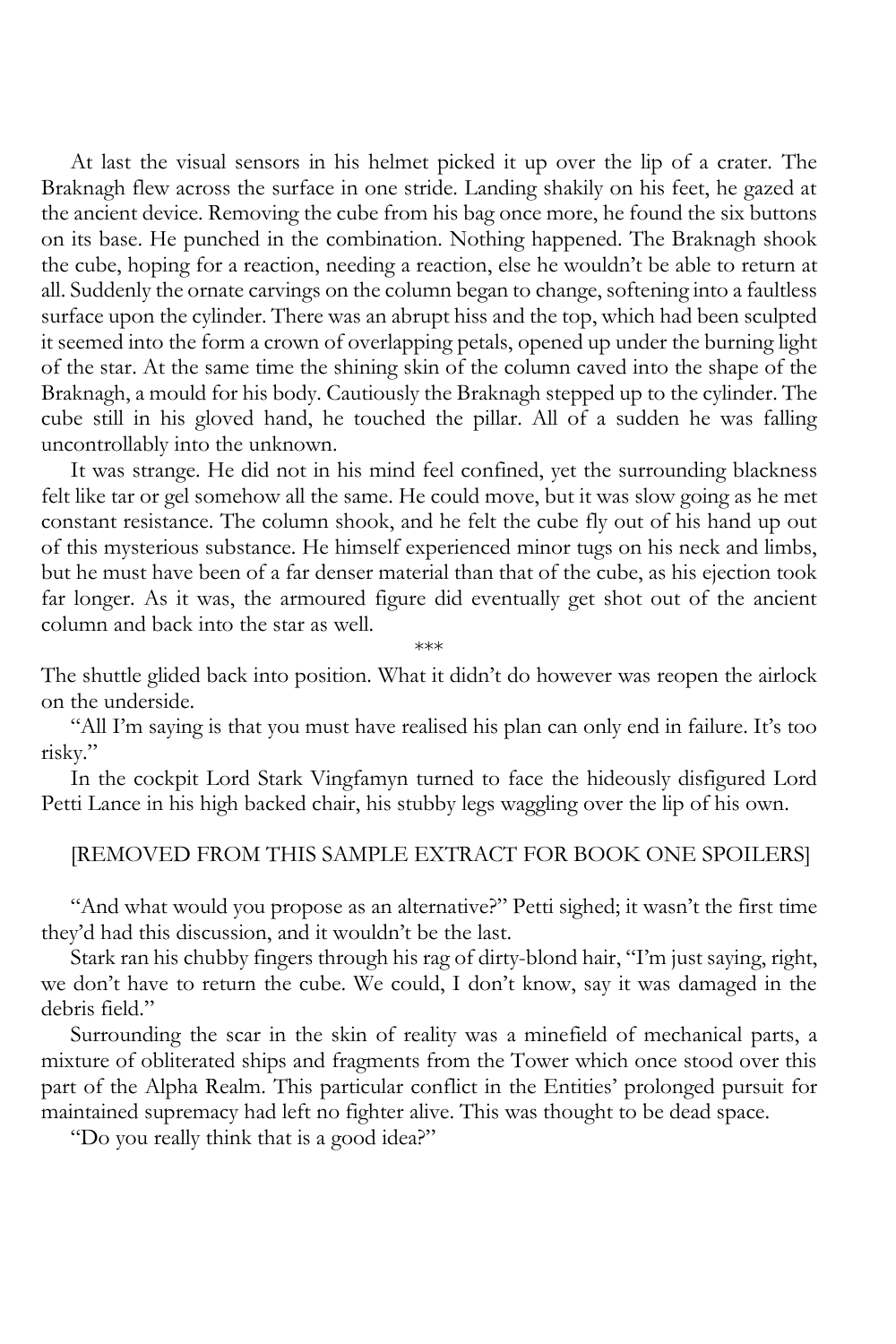At last the visual sensors in his helmet picked it up over the lip of a crater. The Braknagh flew across the surface in one stride. Landing shakily on his feet, he gazed at the ancient device. Removing the cube from his bag once more, he found the six buttons on its base. He punched in the combination. Nothing happened. The Braknagh shook the cube, hoping for a reaction, needing a reaction, else he wouldn't be able to return at all. Suddenly the ornate carvings on the column began to change, softening into a faultless surface upon the cylinder. There was an abrupt hiss and the top, which had been sculpted it seemed into the form a crown of overlapping petals, opened up under the burning light of the star. At the same time the shining skin of the column caved into the shape of the Braknagh, a mould for his body. Cautiously the Braknagh stepped up to the cylinder. The cube still in his gloved hand, he touched the pillar. All of a sudden he was falling uncontrollably into the unknown.

It was strange. He did not in his mind feel confined, yet the surrounding blackness felt like tar or gel somehow all the same. He could move, but it was slow going as he met constant resistance. The column shook, and he felt the cube fly out of his hand up out of this mysterious substance. He himself experienced minor tugs on his neck and limbs, but he must have been of a far denser material than that of the cube, as his ejection took far longer. As it was, the armoured figure did eventually get shot out of the ancient column and back into the star as well.

\*\*\*

The shuttle glided back into position. What it didn't do however was reopen the airlock on the underside.

"All I'm saying is that you must have realised his plan can only end in failure. It's too risky."

In the cockpit Lord Stark Vingfamyn turned to face the hideously disfigured Lord Petti Lance in his high backed chair, his stubby legs waggling over the lip of his own.

[REMOVED FROM THIS SAMPLE EXTRACT FOR BOOK ONE SPOILERS]

"And what would you propose as an alternative?" Petti sighed; it wasn't the first time they'd had this discussion, and it wouldn't be the last.

Stark ran his chubby fingers through his rag of dirty-blond hair, "I'm just saying, right, we don't have to return the cube. We could, I don't know, say it was damaged in the debris field."

Surrounding the scar in the skin of reality was a minefield of mechanical parts, a mixture of obliterated ships and fragments from the Tower which once stood over this part of the Alpha Realm. This particular conflict in the Entities' prolonged pursuit for maintained supremacy had left no fighter alive. This was thought to be dead space.

"Do you really think that is a good idea?"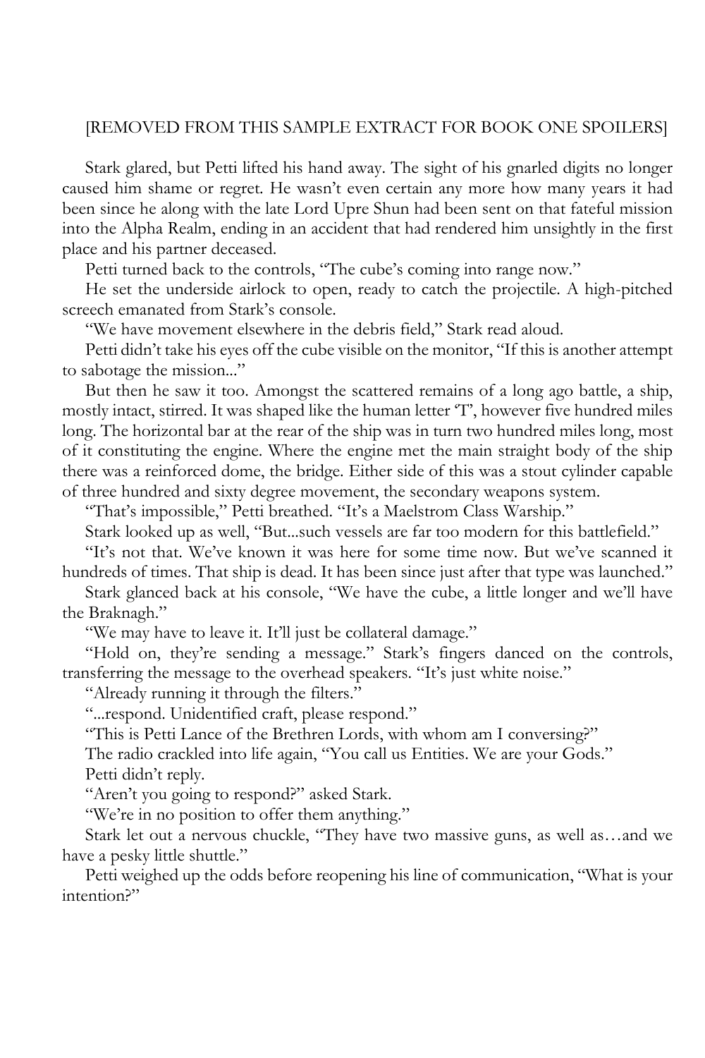[REMOVED FROM THIS SAMPLE EXTRACT FOR BOOK ONE SPOILERS]

Stark glared, but Petti lifted his hand away. The sight of his gnarled digits no longer caused him shame or regret. He wasn't even certain any more how many years it had been since he along with the late Lord Upre Shun had been sent on that fateful mission into the Alpha Realm, ending in an accident that had rendered him unsightly in the first place and his partner deceased.

Petti turned back to the controls, "The cube's coming into range now."

He set the underside airlock to open, ready to catch the projectile. A high-pitched screech emanated from Stark's console.

"We have movement elsewhere in the debris field," Stark read aloud.

Petti didn't take his eyes off the cube visible on the monitor, "If this is another attempt to sabotage the mission..."

But then he saw it too. Amongst the scattered remains of a long ago battle, a ship, mostly intact, stirred. It was shaped like the human letter 'T', however five hundred miles long. The horizontal bar at the rear of the ship was in turn two hundred miles long, most of it constituting the engine. Where the engine met the main straight body of the ship there was a reinforced dome, the bridge. Either side of this was a stout cylinder capable of three hundred and sixty degree movement, the secondary weapons system.

"That's impossible," Petti breathed. "It's a Maelstrom Class Warship."

Stark looked up as well, "But...such vessels are far too modern for this battlefield."

"It's not that. We've known it was here for some time now. But we've scanned it hundreds of times. That ship is dead. It has been since just after that type was launched."

Stark glanced back at his console, "We have the cube, a little longer and we'll have the Braknagh."

"We may have to leave it. It'll just be collateral damage."

"Hold on, they're sending a message." Stark's fingers danced on the controls, transferring the message to the overhead speakers. "It's just white noise."

"Already running it through the filters."

"...respond. Unidentified craft, please respond."

"This is Petti Lance of the Brethren Lords, with whom am I conversing?"

The radio crackled into life again, "You call us Entities. We are your Gods."

Petti didn't reply.

"Aren't you going to respond?" asked Stark.

"We're in no position to offer them anything."

Stark let out a nervous chuckle, "They have two massive guns, as well as…and we have a pesky little shuttle."

Petti weighed up the odds before reopening his line of communication, "What is your intention?"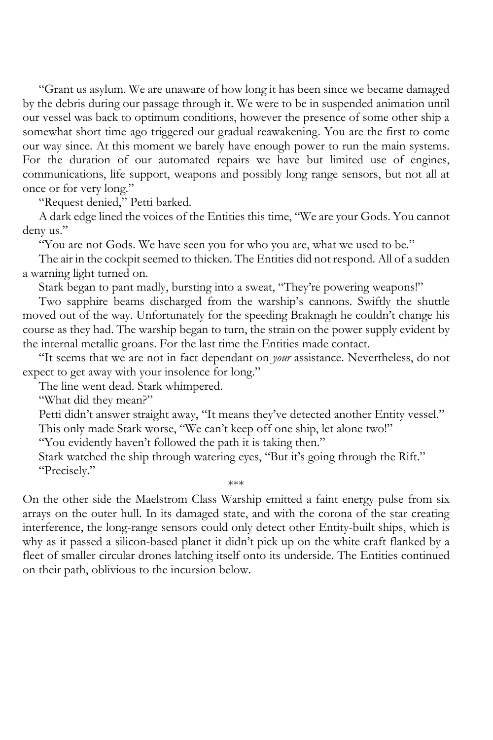"Grant us asylum. We are unaware of how long it has been since we became damaged by the debris during our passage through it. We were to be in suspended animation until our vessel was back to optimum conditions, however the presence of some other ship a somewhat short time ago triggered our gradual reawakening. You are the first to come our way since. At this moment we barely have enough power to run the main systems. For the duration of our automated repairs we have but limited use of engines, communications, life support, weapons and possibly long range sensors, but not all at once or for very long."

"Request denied," Petti barked.

A dark edge lined the voices of the Entities this time, "We are your Gods. You cannot deny us."

"You are not Gods. We have seen you for who you are, what we used to be."

The air in the cockpit seemed to thicken. The Entities did not respond. All of a sudden a warning light turned on.

Stark began to pant madly, bursting into a sweat, "They're powering weapons!"

Two sapphire beams discharged from the warship's cannons. Swiftly the shuttle moved out of the way. Unfortunately for the speeding Braknagh he couldn't change his course as they had. The warship began to turn, the strain on the power supply evident by the internal metallic groans. For the last time the Entities made contact.

"It seems that we are not in fact dependant on *your* assistance. Nevertheless, do not expect to get away with your insolence for long."

The line went dead. Stark whimpered.

"What did they mean?"

Petti didn't answer straight away, "It means they've detected another Entity vessel."

This only made Stark worse, "We can't keep off one ship, let alone two!"

"You evidently haven't followed the path it is taking then."

Stark watched the ship through watering eyes, "But it's going through the Rift."

"Precisely."

\*\*\*

On the other side the Maelstrom Class Warship emitted a faint energy pulse from six arrays on the outer hull. In its damaged state, and with the corona of the star creating interference, the long-range sensors could only detect other Entity-built ships, which is why as it passed a silicon-based planet it didn't pick up on the white craft flanked by a fleet of smaller circular drones latching itself onto its underside. The Entities continued on their path, oblivious to the incursion below.